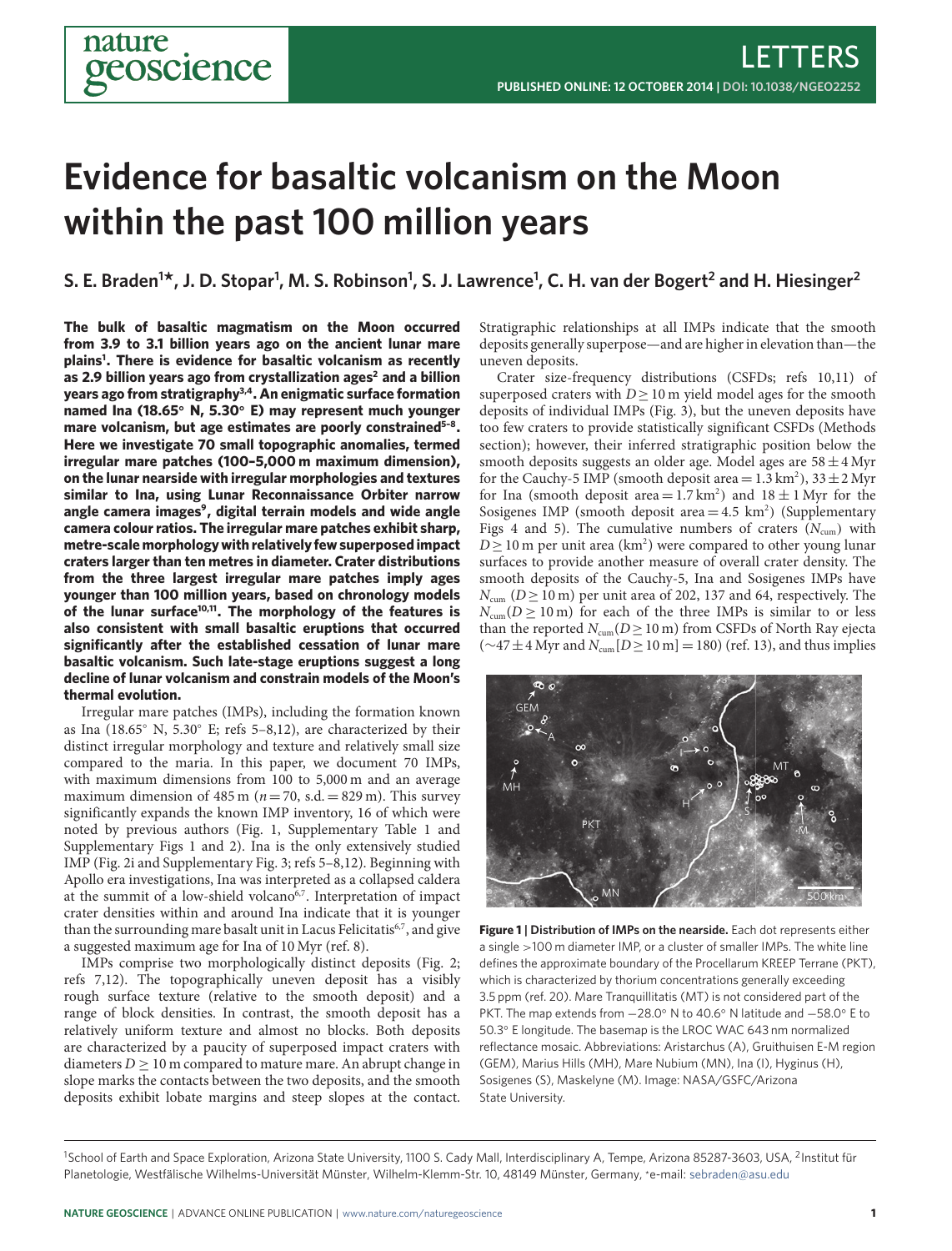# Evidence for basaltic volcanism on the Moon within the past 100 million years

**S. E. Braden[1]\*, J. D. Stopar[1], M. S. Robinson[1], S. J. Lawrence[1], C. H. van der Bogert[2] and H. Hiesinger[2]**

**The bulk of basaltic magmatism on the Moon occurred from 3.9 to 3.1 billion years ago on the ancient lunar mare plains[1]. There is evidence for basaltic volcanism as recently as 2.9 billion years ago from crystallization ages[2] and a billion years ago from stratigraphy[3,4]. An enigmatic surface formation named Ina (18.65° N, 5.30° E) may represent much younger mare volcanism, but age estimates are poorly constrained[5–8]. Here we investigate 70 small topographic anomalies, termed irregular mare patches (100–5,000 m maximum dimension), on the lunar nearside with irregular morphologies and textures similar to Ina, using Lunar Reconnaissance Orbiter narrow angle camera images[9], digital terrain models and wide angle camera colour ratios. The irregular mare patches exhibit sharp, metre-scale morphology with relatively few superposed impact craters larger than ten metres in diameter. Crater distributions from the three largest irregular mare patches imply ages younger than 100 million years, based on chronology models of the lunar surface[10,11]. The morphology of the features is also consistent with small basaltic eruptions that occurred significantly after the established cessation of lunar mare basaltic volcanism. Such late-stage eruptions suggest a long decline of lunar volcanism and constrain models of the Moon's thermal evolution.**

Irregular mare patches (IMPs), including the formation known as Ina (18.65° N, 5.30° E; refs 5–8,12), are characterized by their distinct irregular morphology and texture and relatively small size compared to the maria. In this paper, we document 70 IMPs, with maximum dimensions from 100 to 5,000 m and an average maximum dimension of 485 m ($n = 70$, s.d. $= 829$ m). This survey significantly expands the known IMP inventory, 16 of which were noted by previous authors (Fig. 1, Supplementary Table 1 and Supplementary Figs 1 and 2). Ina is the only extensively studied IMP (Fig. 2i and Supplementary Fig. 3; refs 5–8,12). Beginning with Apollo era investigations, Ina was interpreted as a collapsed caldera at the summit of a low-shield volcano[6,7]. Interpretation of impact crater densities within and around Ina indicate that it is younger than the surrounding mare basalt unit in Lacus Felicitatis[6,7], and give a suggested maximum age for Ina of 10 Myr (ref. 8).

IMPs comprise two morphologically distinct deposits (Fig. 2; refs 7,12). The topographically uneven deposit has a visibly rough surface texture (relative to the smooth deposit) and a range of block densities. In contrast, the smooth deposit has a relatively uniform texture and almost no blocks. Both deposits are characterized by a paucity of superposed impact craters with diameters $D \geq 10$ m compared to mature mare. An abrupt change in slope marks the contacts between the two deposits, and the smooth deposits exhibit lobate margins and steep slopes at the contact. Stratigraphic relationships at all IMPs indicate that the smooth deposits generally superpose—and are higher in elevation than—the uneven deposits.

Crater size-frequency distributions (CSFDs; refs 10,11) of superposed craters with $D \geq 10$ m yield model ages for the smooth deposits of individual IMPs (Fig. 3), but the uneven deposits have too few craters to provide statistically significant CSFDs (Methods section); however, their inferred stratigraphic position below the smooth deposits suggests an older age. Model ages are $58 \pm 4$ Myr for the Cauchy-5 IMP (smooth deposit area $= 1.3$ km$^2$), $33 \pm 2$ Myr for Ina (smooth deposit area $= 1.7$ km$^2$) and $18 \pm 1$ Myr for the Sosigenes IMP (smooth deposit area $= 4.5$ km$^2$) (Supplementary Figs 4 and 5). The cumulative numbers of craters ($N_{cum}$) with $D \geq 10$ m per unit area (km$^2$) were compared to other young lunar surfaces to provide another measure of overall crater density. The smooth deposits of the Cauchy-5, Ina and Sosigenes IMPs have $N_{cum}$ ($D \geq 10$ m) per unit area of 202, 137 and 64, respectively. The $N_{cum}$($D \geq 10$ m) for each of the three IMPs is similar to or less than the reported $N_{cum}$($D \geq 10$ m) from CSFDs of North Ray ejecta ($\sim 47 \pm 4$ Myr and $N_{cum}[D \geq 10\text{ m}] = 180$) (ref. 13), and thus implies

**Figure 1 | Distribution of IMPs on the nearside.** Each dot represents either a single >100 m diameter IMP, or a cluster of smaller IMPs. The white line defines the approximate boundary of the Procellarum KREEP Terrane (PKT), which is characterized by thorium concentrations generally exceeding 3.5 ppm (ref. 20). Mare Tranquillitatis (MT) is not considered part of the PKT. The map extends from −28.0° N to 40.6° N latitude and −58.0° E to 50.3° E longitude. The basemap is the LROC WAC 643 nm normalized reflectance mosaic. Abbreviations: Aristarchus (A), Gruithuisen E-M region (GEM), Marius Hills (MH), Mare Nubium (MN), Ina (I), Hyginus (H), Sosigenes (S), Maskelyne (M). Image: NASA/GSFC/Arizona State University.

[1]School of Earth and Space Exploration, Arizona State University, 1100 S. Cady Mall, Interdisciplinary A, Tempe, Arizona 85287-3603, USA, [2]Institut für Planetologie, Westfälische Wilhelms-Universität Münster, Wilhelm-Klemm-Str. 10, 48149 Münster, Germany, \*e-mail: sebraden@asu.edu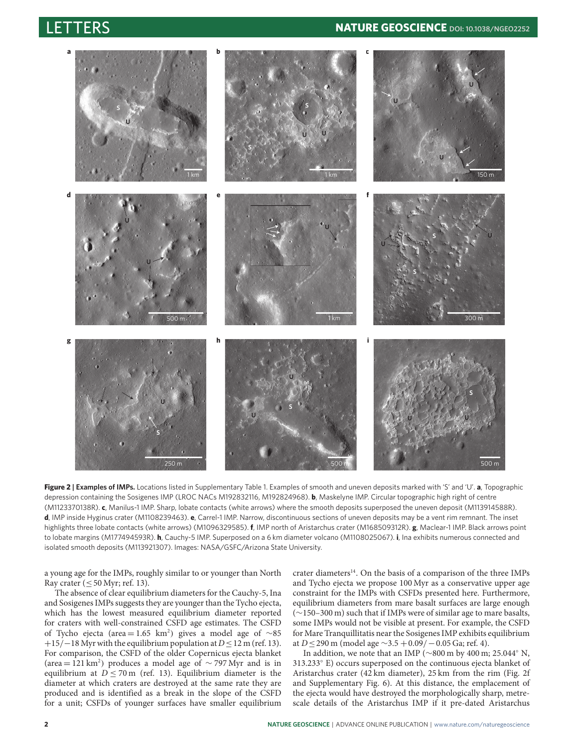**Figure 2 | Examples of IMPs.** Locations listed in Supplementary Table 1. Examples of smooth and uneven deposits marked with 'S' and 'U'. **a**, Topographic depression containing the Sosigenes IMP (LROC NACs M192832116, M192824968). **b**, Maskelyne IMP. Circular topographic high right of centre (M1123370138R). **c**, Manilus-1 IMP. Sharp, lobate contacts (white arrows) where the smooth deposits superposed the uneven deposit (M113914588R). **d**, IMP inside Hyginus crater (M1108239463). **e**, Carrel-1 IMP. Narrow, discontinuous sections of uneven deposits may be a vent rim remnant. The inset highlights three lobate contacts (white arrows) (M1096329585). **f**, IMP north of Aristarchus crater (M168509312R). **g**, Maclear-1 IMP. Black arrows point to lobate margins (M177494593R). **h**, Cauchy-5 IMP. Superposed on a 6 km diameter volcano (M1108025067). **i**, Ina exhibits numerous connected and isolated smooth deposits (M113921307). Images: NASA/GSFC/Arizona State University.

a young age for the IMPs, roughly similar to or younger than North Ray crater (≤50 Myr; ref. 13).

The absence of clear equilibrium diameters for the Cauchy-5, Ina and Sosigenes IMPs suggests they are younger than the Tycho ejecta, which has the lowest measured equilibrium diameter reported for craters with well-constrained CSFD age estimates. The CSFD of Tycho ejecta (area = 1.65 $km^2$) gives a model age of ~85 +15/−18 Myr with the equilibrium population at $D \leq 12$ m (ref. 13). For comparison, the CSFD of the older Copernicus ejecta blanket (area = 121 $km^2$) produces a model age of ~797 Myr and is in equilibrium at $D \leq 70$ m (ref. 13). Equilibrium diameter is the diameter at which craters are destroyed at the same rate they are produced and is identified as a break in the slope of the CSFD for a unit; CSFDs of younger surfaces have smaller equilibrium crater diameters[14]. On the basis of a comparison of the three IMPs and Tycho ejecta we propose 100 Myr as a conservative upper age constraint for the IMPs with CSFDs presented here. Furthermore, equilibrium diameters from mare basalt surfaces are large enough (~150–300 m) such that if IMPs were of similar age to mare basalts, some IMPs would not be visible at present. For example, the CSFD for Mare Tranquillitatis near the Sosigenes IMP exhibits equilibrium at $D \leq 290$ m (model age ~3.5 +0.09/−0.05 Ga; ref. 4).

In addition, we note that an IMP (~800 m by 400 m; 25.044° N, 313.233° E) occurs superposed on the continuous ejecta blanket of Aristarchus crater (42 km diameter), 25 km from the rim (Fig. 2f and Supplementary Fig. 6). At this distance, the emplacement of the ejecta would have destroyed the morphologically sharp, metre-scale details of the Aristarchus IMP if it pre-dated Aristarchus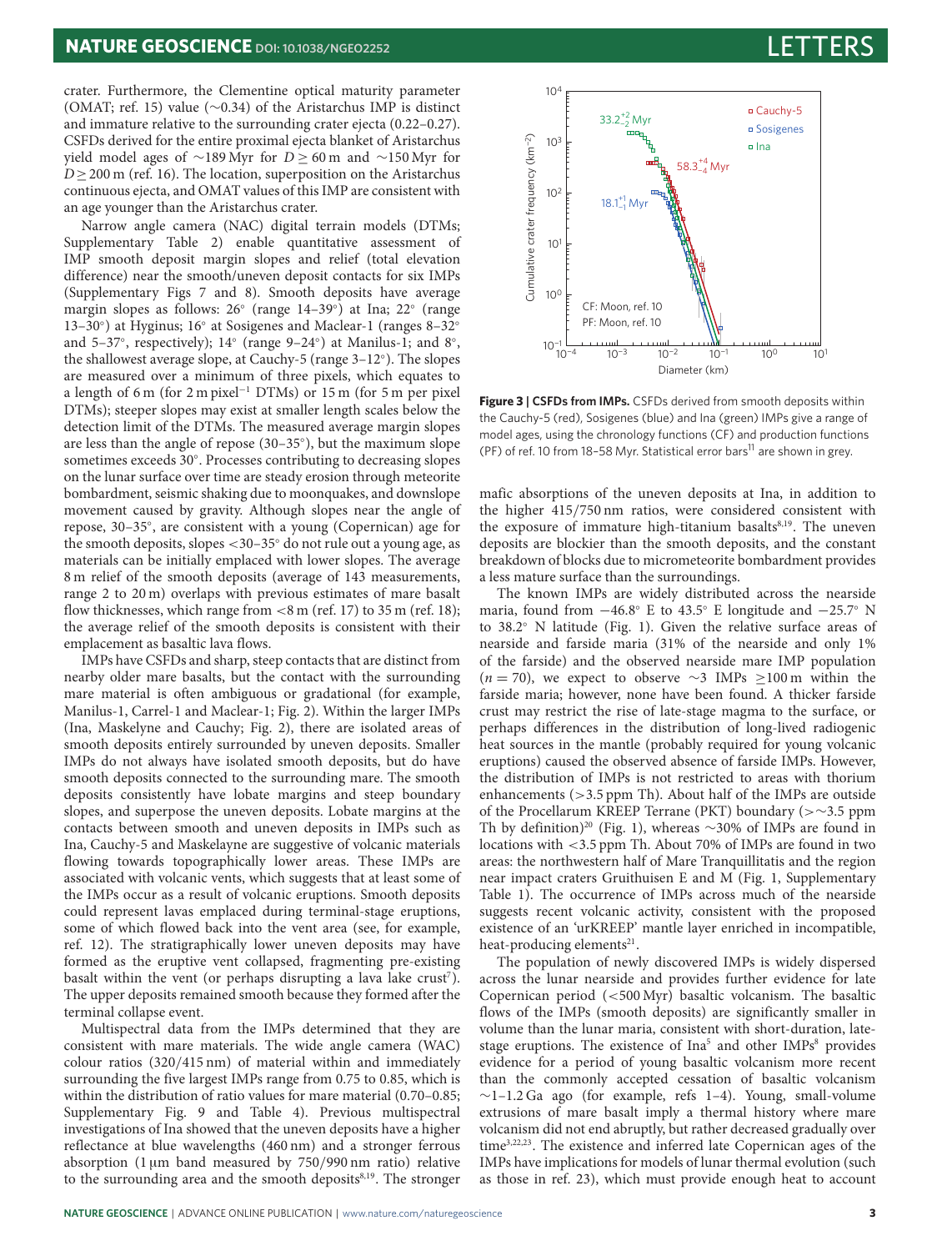crater. Furthermore, the Clementine optical maturity parameter (OMAT; ref. 15) value (~0.34) of the Aristarchus IMP is distinct and immature relative to the surrounding crater ejecta (0.22–0.27). CSFDs derived for the entire proximal ejecta blanket of Aristarchus yield model ages of ~189 Myr for $D \geq 60$ m and ~150 Myr for $D \geq 200$ m (ref. 16). The location, superposition on the Aristarchus continuous ejecta, and OMAT values of this IMP are consistent with an age younger than the Aristarchus crater.

Narrow angle camera (NAC) digital terrain models (DTMs; Supplementary Table 2) enable quantitative assessment of IMP smooth deposit margin slopes and relief (total elevation difference) near the smooth/uneven deposit contacts for six IMPs (Supplementary Figs 7 and 8). Smooth deposits have average margin slopes as follows: 26° (range 14–39°) at Ina; 22° (range 13–30°) at Hyginus; 16° at Sosigenes and Maclear-1 (ranges 8–32° and 5–37°, respectively); 14° (range 9–24°) at Manilus-1; and 8°, the shallowest average slope, at Cauchy-5 (range 3–12°). The slopes are measured over a minimum of three pixels, which equates to a length of 6 m (for 2 m pixel$^{-1}$ DTMs) or 15 m (for 5 m per pixel DTMs); steeper slopes may exist at smaller length scales below the detection limit of the DTMs. The measured average margin slopes are less than the angle of repose (30–35°), but the maximum slope sometimes exceeds 30°. Processes contributing to decreasing slopes on the lunar surface over time are steady erosion through meteorite bombardment, seismic shaking due to moonquakes, and downslope movement caused by gravity. Although slopes near the angle of repose, 30–35°, are consistent with a young (Copernican) age for the smooth deposits, slopes <30–35° do not rule out a young age, as materials can be initially emplaced with lower slopes. The average 8 m relief of the smooth deposits (average of 143 measurements, range 2 to 20 m) overlaps with previous estimates of mare basalt flow thicknesses, which range from <8 m (ref. 17) to 35 m (ref. 18); the average relief of the smooth deposits is consistent with their emplacement as basaltic lava flows.

IMPs have CSFDs and sharp, steep contacts that are distinct from nearby older mare basalts, but the contact with the surrounding mare material is often ambiguous or gradational (for example, Manilus-1, Carrel-1 and Maclear-1; Fig. 2). Within the larger IMPs (Ina, Maskelyne and Cauchy; Fig. 2), there are isolated areas of smooth deposits entirely surrounded by uneven deposits. Smaller IMPs do not always have isolated smooth deposits, but do have smooth deposits connected to the surrounding mare. The smooth deposits consistently have lobate margins and steep boundary slopes, and superpose the uneven deposits. Lobate margins at the contacts between smooth and uneven deposits in IMPs such as Ina, Cauchy-5 and Maskelayne are suggestive of volcanic materials flowing towards topographically lower areas. These IMPs are associated with volcanic vents, which suggests that at least some of the IMPs occur as a result of volcanic eruptions. Smooth deposits could represent lavas emplaced during terminal-stage eruptions, some of which flowed back into the vent area (see, for example, ref. 12). The stratigraphically lower uneven deposits may have formed as the eruptive vent collapsed, fragmenting pre-existing basalt within the vent (or perhaps disrupting a lava lake crust[7]). The upper deposits remained smooth because they formed after the terminal collapse event.

Multispectral data from the IMPs determined that they are consistent with mare materials. The wide angle camera (WAC) colour ratios (320/415 nm) of material within and immediately surrounding the five largest IMPs range from 0.75 to 0.85, which is within the distribution of ratio values for mare material (0.70–0.85; Supplementary Fig. 9 and Table 4). Previous multispectral investigations of Ina showed that the uneven deposits have a higher reflectance at blue wavelengths (460 nm) and a stronger ferrous absorption (1 μm band measured by 750/990 nm ratio) relative to the surrounding area and the smooth deposits[8,19]. The stronger mafic absorptions of the uneven deposits at Ina, in addition to the higher 415/750 nm ratios, were considered consistent with the exposure of immature high-titanium basalts[8,19]. The uneven deposits are blockier than the smooth deposits, and the constant breakdown of blocks due to micrometeorite bombardment provides a less mature surface than the surroundings.

**Figure 3 | CSFDs from IMPs.** CSFDs derived from smooth deposits within the Cauchy-5 (red), Sosigenes (blue) and Ina (green) IMPs give a range of model ages, using the chronology functions (CF) and production functions (PF) of ref. 10 from 18–58 Myr. Statistical error bars[11] are shown in grey.

The known IMPs are widely distributed across the nearside maria, found from −46.8° E to 43.5° E longitude and −25.7° N to 38.2° N latitude (Fig. 1). Given the relative surface areas of nearside and farside maria (31% of the nearside and only 1% of the farside) and the observed nearside mare IMP population ($n = 70$), we expect to observe ~3 IMPs ≥100 m within the farside maria; however, none have been found. A thicker farside crust may restrict the rise of late-stage magma to the surface, or perhaps differences in the distribution of long-lived radiogenic heat sources in the mantle (probably required for young volcanic eruptions) caused the observed absence of farside IMPs. However, the distribution of IMPs is not restricted to areas with thorium enhancements (>3.5 ppm Th). About half of the IMPs are outside of the Procellarum KREEP Terrane (PKT) boundary (>~3.5 ppm Th by definition)[20] (Fig. 1), whereas ~30% of IMPs are found in locations with <3.5 ppm Th. About 70% of IMPs are found in two areas: the northwestern half of Mare Tranquillitatis and the region near impact craters Gruithuisen E and M (Fig. 1, Supplementary Table 1). The occurrence of IMPs across much of the nearside suggests recent volcanic activity, consistent with the proposed existence of an 'urKREEP' mantle layer enriched in incompatible, heat-producing elements[21].

The population of newly discovered IMPs is widely dispersed across the lunar nearside and provides further evidence for late Copernican period (<500 Myr) basaltic volcanism. The basaltic flows of the IMPs (smooth deposits) are significantly smaller in volume than the lunar maria, consistent with short-duration, late-stage eruptions. The existence of Ina[5] and other IMPs[8] provides evidence for a period of young basaltic volcanism more recent than the commonly accepted cessation of basaltic volcanism ~1–1.2 Ga ago (for example, refs 1–4). Young, small-volume extrusions of mare basalt imply a thermal history where mare volcanism did not end abruptly, but rather decreased gradually over time[3,22,23]. The existence and inferred late Copernican ages of the IMPs have implications for models of lunar thermal evolution (such as those in ref. 23), which must provide enough heat to account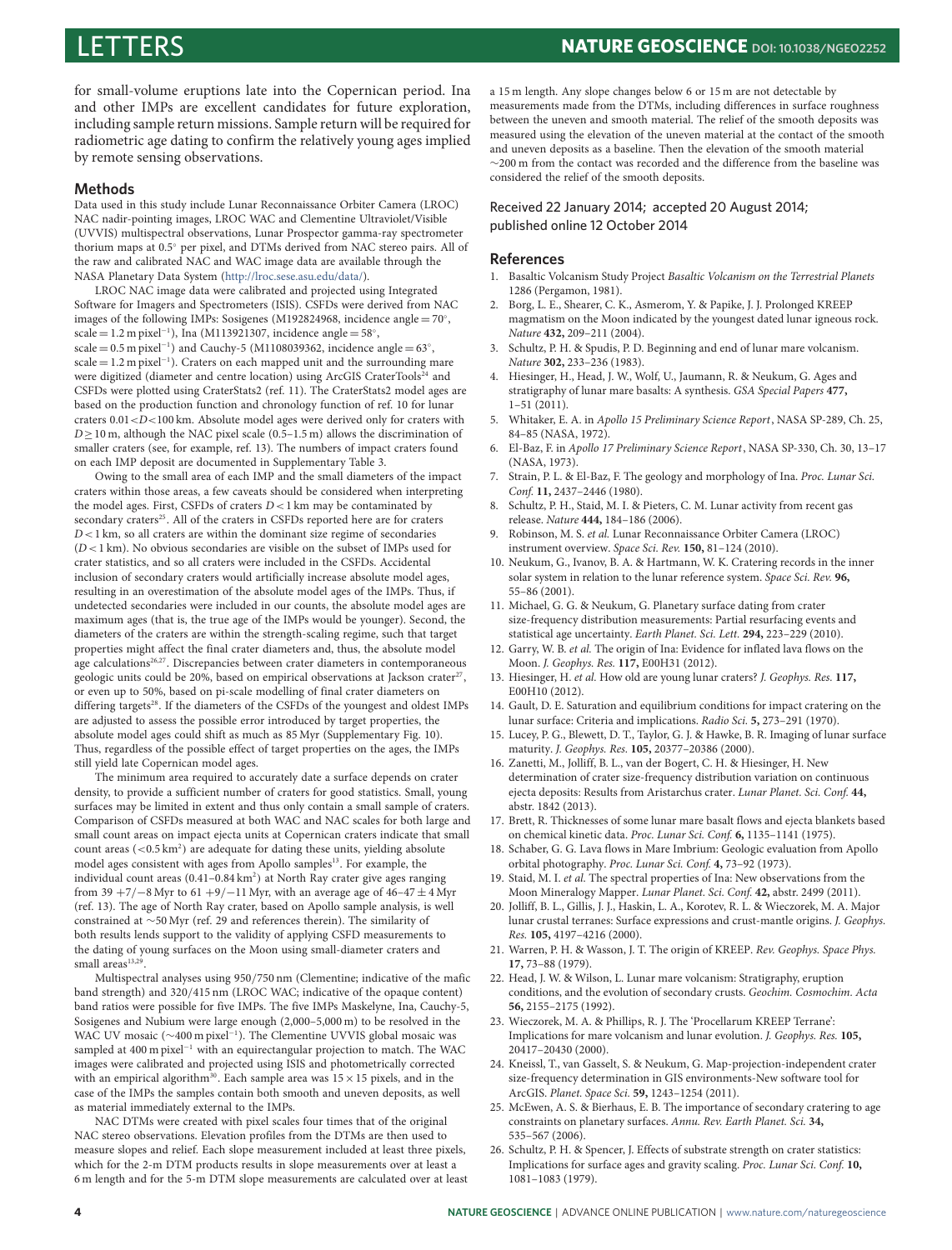for small-volume eruptions late into the Copernican period. Ina and other IMPs are excellent candidates for future exploration, including sample return missions. Sample return will be required for radiometric age dating to confirm the relatively young ages implied by remote sensing observations.

## Methods

Data used in this study include Lunar Reconnaissance Orbiter Camera (LROC) NAC nadir-pointing images, LROC WAC and Clementine Ultraviolet/Visible (UVVIS) multispectral observations, Lunar Prospector gamma-ray spectrometer thorium maps at 0.5° per pixel, and DTMs derived from NAC stereo pairs. All of the raw and calibrated NAC and WAC image data are available through the NASA Planetary Data System (http://lroc.sese.asu.edu/data/).

LROC NAC image data were calibrated and projected using Integrated Software for Imagers and Spectrometers (ISIS). CSFDs were derived from NAC images of the following IMPs: Sosigenes (M192824968, incidence angle = 70°, scale = 1.2 m pixel$^{-1}$), Ina (M113921307, incidence angle = 58°, scale = 0.5 m pixel$^{-1}$) and Cauchy-5 (M1108039362, incidence angle = 63°, scale = 1.2 m pixel$^{-1}$). Craters on each mapped unit and the surrounding mare were digitized (diameter and centre location) using ArcGIS CraterTools[24] and CSFDs were plotted using CraterStats2 (ref. 11). The CraterStats2 model ages are based on the production function and chronology function of ref. 10 for lunar craters $0.01 < D < 100$ km. Absolute model ages were derived only for craters with $D \geq 10$ m, although the NAC pixel scale (0.5–1.5 m) allows the discrimination of smaller craters (see, for example, ref. 13). The numbers of impact craters found on each IMP deposit are documented in Supplementary Table 3.

Owing to the small area of each IMP and the small diameters of the impact craters within those areas, a few caveats should be considered when interpreting the model ages. First, CSFDs of craters $D < 1$ km may be contaminated by secondary craters[25]. All of the craters in CSFDs reported here are for craters $D < 1$ km, so all craters are within the dominant size regime of secondaries ($D < 1$ km). No obvious secondaries are visible on the subset of IMPs used for crater statistics, and so all craters were included in the CSFDs. Accidental inclusion of secondary craters would artificially increase absolute model ages, resulting in an overestimation of the absolute model ages of the IMPs. Thus, if undetected secondaries were included in our counts, the absolute model ages are maximum ages (that is, the true age of the IMPs would be younger). Second, the diameters of the craters are within the strength-scaling regime, such that target properties might affect the final crater diameters and, thus, the absolute model age calculations[26,27]. Discrepancies between crater diameters in contemporaneous geologic units could be 20%, based on empirical observations at Jackson crater[27], or even up to 50%, based on pi-scale modelling of final crater diameters on differing targets[28]. If the diameters of the CSFDs of the youngest and oldest IMPs are adjusted to assess the possible error introduced by target properties, the absolute model ages could shift as much as 85 Myr (Supplementary Fig. 10). Thus, regardless of the possible effect of target properties on the ages, the IMPs still yield late Copernican model ages.

The minimum area required to accurately date a surface depends on crater density, to provide a sufficient number of craters for good statistics. Small, young surfaces may be limited in extent and thus only contain a small sample of craters. Comparison of CSFDs measured at both WAC and NAC scales for both large and small count areas on impact ejecta units at Copernican craters indicate that small count areas ($< 0.5$ km$^2$) are adequate for dating these units, yielding absolute model ages consistent with ages from Apollo samples[13]. For example, the individual count areas (0.41–0.84 km$^2$) at North Ray crater give ages ranging from 39 $+7/-8$ Myr to 61 $+9/-11$ Myr, with an average age of 46–47 ± 4 Myr (ref. 13). The age of North Ray crater, based on Apollo sample analysis, is well constrained at ~50 Myr (ref. 29 and references therein). The similarity of both results lends support to the validity of applying CSFD measurements to the dating of young surfaces on the Moon using small-diameter craters and small areas[13,29].

Multispectral analyses using 950/750 nm (Clementine; indicative of the mafic band strength) and 320/415 nm (LROC WAC; indicative of the opaque content) band ratios were possible for five IMPs. The five IMPs Maskelyne, Ina, Cauchy-5, Sosigenes and Nubium were large enough (2,000–5,000 m) to be resolved in the WAC UV mosaic (~400 m pixel$^{-1}$). The Clementine UVVIS global mosaic was sampled at 400 m pixel$^{-1}$ with an equirectangular projection to match. The WAC images were calibrated and projected using ISIS and photometrically corrected with an empirical algorithm[30]. Each sample area was $15 \times 15$ pixels, and in the case of the IMPs the samples contain both smooth and uneven deposits, as well as material immediately external to the IMPs.

NAC DTMs were created with pixel scales four times that of the original NAC stereo observations. Elevation profiles from the DTMs are then used to measure slopes and relief. Each slope measurement included at least three pixels, which for the 2-m DTM products results in slope measurements over at least a 6 m length and for the 5-m DTM slope measurements are calculated over at least a 15 m length. Any slope changes below 6 or 15 m are not detectable by measurements made from the DTMs, including differences in surface roughness between the uneven and smooth material. The relief of the smooth deposits was measured using the elevation of the uneven material at the contact of the smooth and uneven deposits as a baseline. Then the elevation of the smooth material ~200 m from the contact was recorded and the difference from the baseline was considered the relief of the smooth deposits.

Received 22 January 2014; accepted 20 August 2014; published online 12 October 2014

## References

1. Basaltic Volcanism Study Project *Basaltic Volcanism on the Terrestrial Planets* 1286 (Pergamon, 1981).
2. Borg, L. E., Shearer, C. K., Asmerom, Y. & Papike, J. J. Prolonged KREEP magmatism on the Moon indicated by the youngest dated lunar igneous rock. *Nature* **432,** 209–211 (2004).
3. Schultz, P. H. & Spudis, P. D. Beginning and end of lunar mare volcanism. *Nature* **302,** 233–236 (1983).
4. Hiesinger, H., Head, J. W., Wolf, U., Jaumann, R. & Neukum, G. Ages and stratigraphy of lunar mare basalts: A synthesis. *GSA Special Papers* **477,** 1–51 (2011).
5. Whitaker, E. A. in *Apollo 15 Preliminary Science Report*, NASA SP-289, Ch. 25, 84–85 (NASA, 1972).
6. El-Baz, F. in *Apollo 17 Preliminary Science Report*, NASA SP-330, Ch. 30, 13–17 (NASA, 1973).
7. Strain, P. L. & El-Baz, F. The geology and morphology of Ina. *Proc. Lunar Sci. Conf.* **11,** 2437–2446 (1980).
8. Schultz, P. H., Staid, M. I. & Pieters, C. M. Lunar activity from recent gas release. *Nature* **444,** 184–186 (2006).
9. Robinson, M. S. *et al.* Lunar Reconnaissance Orbiter Camera (LROC) instrument overview. *Space Sci. Rev.* **150,** 81–124 (2010).
10. Neukum, G., Ivanov, B. A. & Hartmann, W. K. Cratering records in the inner solar system in relation to the lunar reference system. *Space Sci. Rev.* **96,** 55–86 (2001).
11. Michael, G. G. & Neukum, G. Planetary surface dating from crater size-frequency distribution measurements: Partial resurfacing events and statistical age uncertainty. *Earth Planet. Sci. Lett.* **294,** 223–229 (2010).
12. Garry, W. B. *et al.* The origin of Ina: Evidence for inflated lava flows on the Moon. *J. Geophys. Res.* **117,** E00H31 (2012).
13. Hiesinger, H. *et al.* How old are young lunar craters? *J. Geophys. Res.* **117,** E00H10 (2012).
14. Gault, D. E. Saturation and equilibrium conditions for impact cratering on the lunar surface: Criteria and implications. *Radio Sci.* **5,** 273–291 (1970).
15. Lucey, P. G., Blewett, D. T., Taylor, G. J. & Hawke, B. R. Imaging of lunar surface maturity. *J. Geophys. Res.* **105,** 20377–20386 (2000).
16. Zanetti, M., Jolliff, B. L., van der Bogert, C. H. & Hiesinger, H. New determination of crater size-frequency distribution variation on continuous ejecta deposits: Results from Aristarchus crater. *Lunar Planet. Sci. Conf.* **44,** abstr. 1842 (2013).
17. Brett, R. Thicknesses of some lunar mare basalt flows and ejecta blankets based on chemical kinetic data. *Proc. Lunar Sci. Conf.* **6,** 1135–1141 (1975).
18. Schaber, G. G. Lava flows in Mare Imbrium: Geologic evaluation from Apollo orbital photography. *Proc. Lunar Sci. Conf.* **4,** 73–92 (1973).
19. Staid, M. I. *et al.* The spectral properties of Ina: New observations from the Moon Mineralogy Mapper. *Lunar Planet. Sci. Conf.* **42,** abstr. 2499 (2011).
20. Jolliff, B. L., Gillis, J. J., Haskin, L. A., Korotev, R. L. & Wieczorek, M. A. Major lunar crustal terranes: Surface expressions and crust-mantle origins. *J. Geophys. Res.* **105,** 4197–4216 (2000).
21. Warren, P. H. & Wasson, J. T. The origin of KREEP. *Rev. Geophys. Space Phys.* **17,** 73–88 (1979).
22. Head, J. W. & Wilson, L. Lunar mare volcanism: Stratigraphy, eruption conditions, and the evolution of secondary crusts. *Geochim. Cosmochim. Acta* **56,** 2155–2175 (1992).
23. Wieczorek, M. A. & Phillips, R. J. The 'Procellarum KREEP Terrane': Implications for mare volcanism and lunar evolution. *J. Geophys. Res.* **105,** 20417–20430 (2000).
24. Kneissl, T., van Gasselt, S. & Neukum, G. Map-projection-independent crater size-frequency determination in GIS environments-New software tool for ArcGIS. *Planet. Space Sci.* **59,** 1243–1254 (2011).
25. McEwen, A. S. & Bierhaus, E. B. The importance of secondary cratering to age constraints on planetary surfaces. *Annu. Rev. Earth Planet. Sci.* **34,** 535–567 (2006).
26. Schultz, P. H. & Spencer, J. Effects of substrate strength on crater statistics: Implications for surface ages and gravity scaling. *Proc. Lunar Sci. Conf.* **10,** 1081–1083 (1979).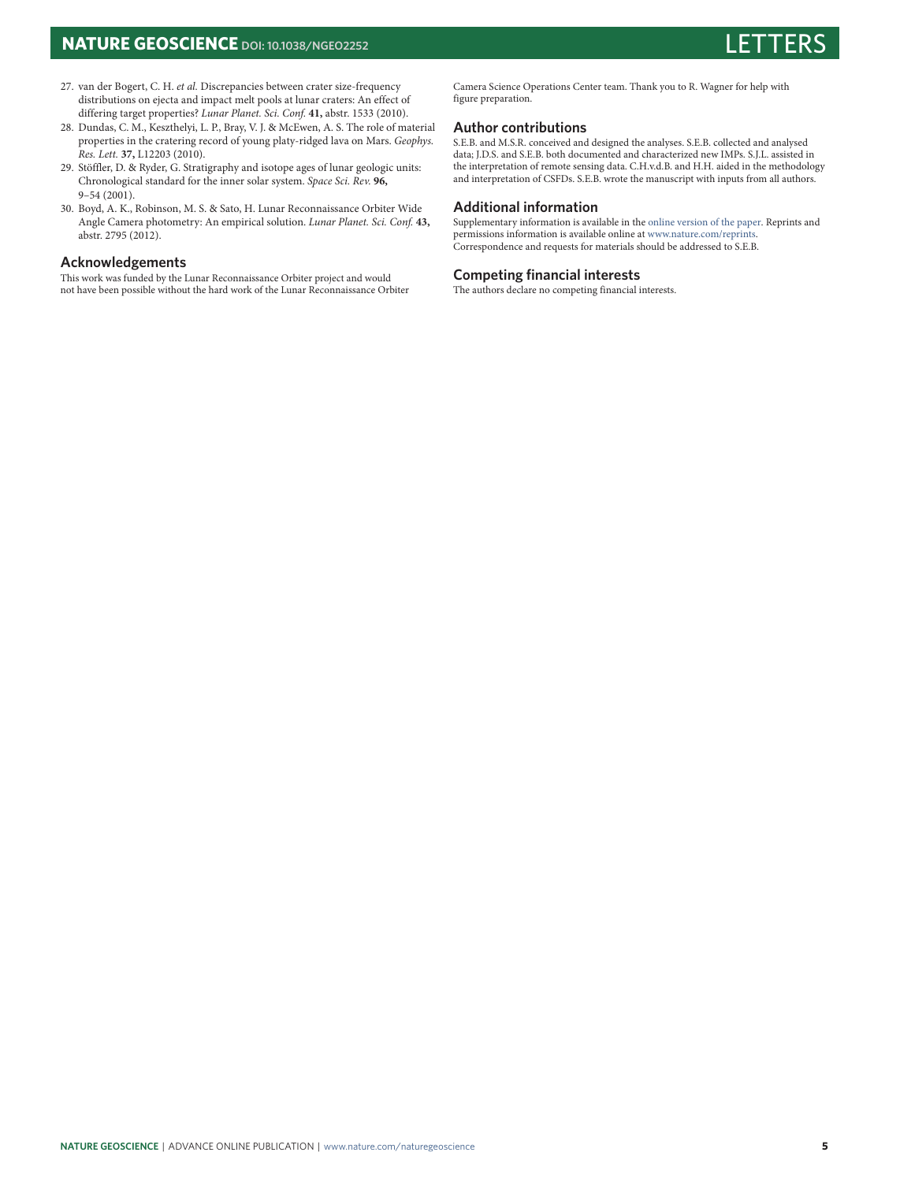27. van der Bogert, C. H. *et al.* Discrepancies between crater size-frequency distributions on ejecta and impact melt pools at lunar craters: An effect of differing target properties? *Lunar Planet. Sci. Conf.* **41,** abstr. 1533 (2010).
28. Dundas, C. M., Keszthelyi, L. P., Bray, V. J. & McEwen, A. S. The role of material properties in the cratering record of young platy-ridged lava on Mars. *Geophys. Res. Lett.* **37,** L12203 (2010).
29. Stöffler, D. & Ryder, G. Stratigraphy and isotope ages of lunar geologic units: Chronological standard for the inner solar system. *Space Sci. Rev.* **96,** 9–54 (2001).
30. Boyd, A. K., Robinson, M. S. & Sato, H. Lunar Reconnaissance Orbiter Wide Angle Camera photometry: An empirical solution. *Lunar Planet. Sci. Conf.* **43,** abstr. 2795 (2012).

## Acknowledgements

This work was funded by the Lunar Reconnaissance Orbiter project and would not have been possible without the hard work of the Lunar Reconnaissance Orbiter Camera Science Operations Center team. Thank you to R. Wagner for help with figure preparation.

## Author contributions

S.E.B. and M.S.R. conceived and designed the analyses. S.E.B. collected and analysed data; J.D.S. and S.E.B. both documented and characterized new IMPs. S.J.L. assisted in the interpretation of remote sensing data. C.H.v.d.B. and H.H. aided in the methodology and interpretation of CSFDs. S.E.B. wrote the manuscript with inputs from all authors.

## Additional information

Supplementary information is available in the online version of the paper. Reprints and permissions information is available online at www.nature.com/reprints. Correspondence and requests for materials should be addressed to S.E.B.

## Competing financial interests

The authors declare no competing financial interests.